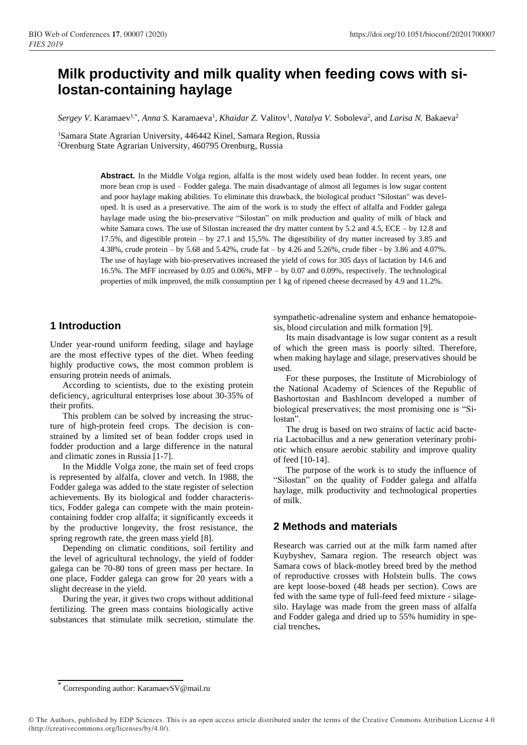# Milk productivity and milk quality when feeding cows with silostan-containing haylage

*Sergey V.* Karamaev[1,*], *Anna S.* Karamaeva[1], *Khaidar Z.* Valitov[1], *Natalya V.* Soboleva[2], and *Larisa N.* Bakaeva[2]

[1]Samara State Agrarian University, 446442 Kinel, Samara Region, Russia

[2]Orenburg State Agrarian University, 460795 Orenburg, Russia

**Abstract.** In the Middle Volga region, alfalfa is the most widely used bean fodder. In recent years, one more bean crop is used – Fodder galega. The main disadvantage of almost all legumes is low sugar content and poor haylage making abilities. To eliminate this drawback, the biological product "Silostan" was developed. It is used as a preservative. The aim of the work is to study the effect of alfalfa and Fodder galega haylage made using the bio-preservative "Silostan" on milk production and quality of milk of black and white Samara cows. The use of Silostan increased the dry matter content by 5.2 and 4.5, ECE – by 12.8 and 17.5%, and digestible protein – by 27.1 and 15,5%. The digestibility of dry matter increased by 3.85 and 4.38%, crude protein – by 5.68 and 5.42%, crude fat – by 4.26 and 5.26%, crude fiber - by 3.86 and 4.07%. The use of haylage with bio-preservatives increased the yield of cows for 305 days of lactation by 14.6 and 16.5%. The MFF increased by 0.05 and 0.06%, MFP – by 0.07 and 0.09%, respectively. The technological properties of milk improved, the milk consumption per 1 kg of ripened cheese decreased by 4.9 and 11.2%.

## 1 Introduction

Under year-round uniform feeding, silage and haylage are the most effective types of the diet. When feeding highly productive cows, the most common problem is ensuring protein needs of animals.

According to scientists, due to the existing protein deficiency, agricultural enterprises lose about 30-35% of their profits.

This problem can be solved by increasing the structure of high-protein feed crops. The decision is constrained by a limited set of bean fodder crops used in fodder production and a large difference in the natural and climatic zones in Russia [1-7].

In the Middle Volga zone, the main set of feed crops is represented by alfalfa, clover and vetch. In 1988, the Fodder galega was added to the state register of selection achievements. By its biological and fodder characteristics, Fodder galega can compete with the main protein-containing fodder crop alfalfa; it significantly exceeds it by the productive longevity, the frost resistance, the spring regrowth rate, the green mass yield [8].

Depending on climatic conditions, soil fertility and the level of agricultural technology, the yield of fodder galega can be 70-80 tons of green mass per hectare. In one place, Fodder galega can grow for 20 years with a slight decrease in the yield.

During the year, it gives two crops without additional fertilizing. The green mass contains biologically active substances that stimulate milk secretion, stimulate the sympathetic-adrenaline system and enhance hematopoiesis, blood circulation and milk formation [9].

Its main disadvantage is low sugar content as a result of which the green mass is poorly silted. Therefore, when making haylage and silage, preservatives should be used.

For these purposes, the Institute of Microbiology of the National Academy of Sciences of the Republic of Bashortostan and BashIncom developed a number of biological preservatives; the most promising one is "Silostan".

The drug is based on two strains of lactic acid bacteria Lactobacillus and a new generation veterinary probiotic which ensure aerobic stability and improve quality of feed [10-14].

The purpose of the work is to study the influence of "Silostan" on the quality of Fodder galega and alfalfa haylage, milk productivity and technological properties of milk.

## 2 Methods and materials

Research was carried out at the milk farm named after Kuybyshev, Samara region. The research object was Samara cows of black-motley breed bred by the method of reproductive crosses with Holstein bulls. The cows are kept loose-boxed (48 heads per section). Cows are fed with the same type of full-feed feed mixture - silage-silo. Haylage was made from the green mass of alfalfa and Fodder galega and dried up to 55% humidity in special trenches**.**

[*] Corresponding author: KaramaevSV@mail.ru

© The Authors, published by EDP Sciences. This is an open access article distributed under the terms of the Creative Commons Attribution License 4.0 (http://creativecommons.org/licenses/by/4.0/).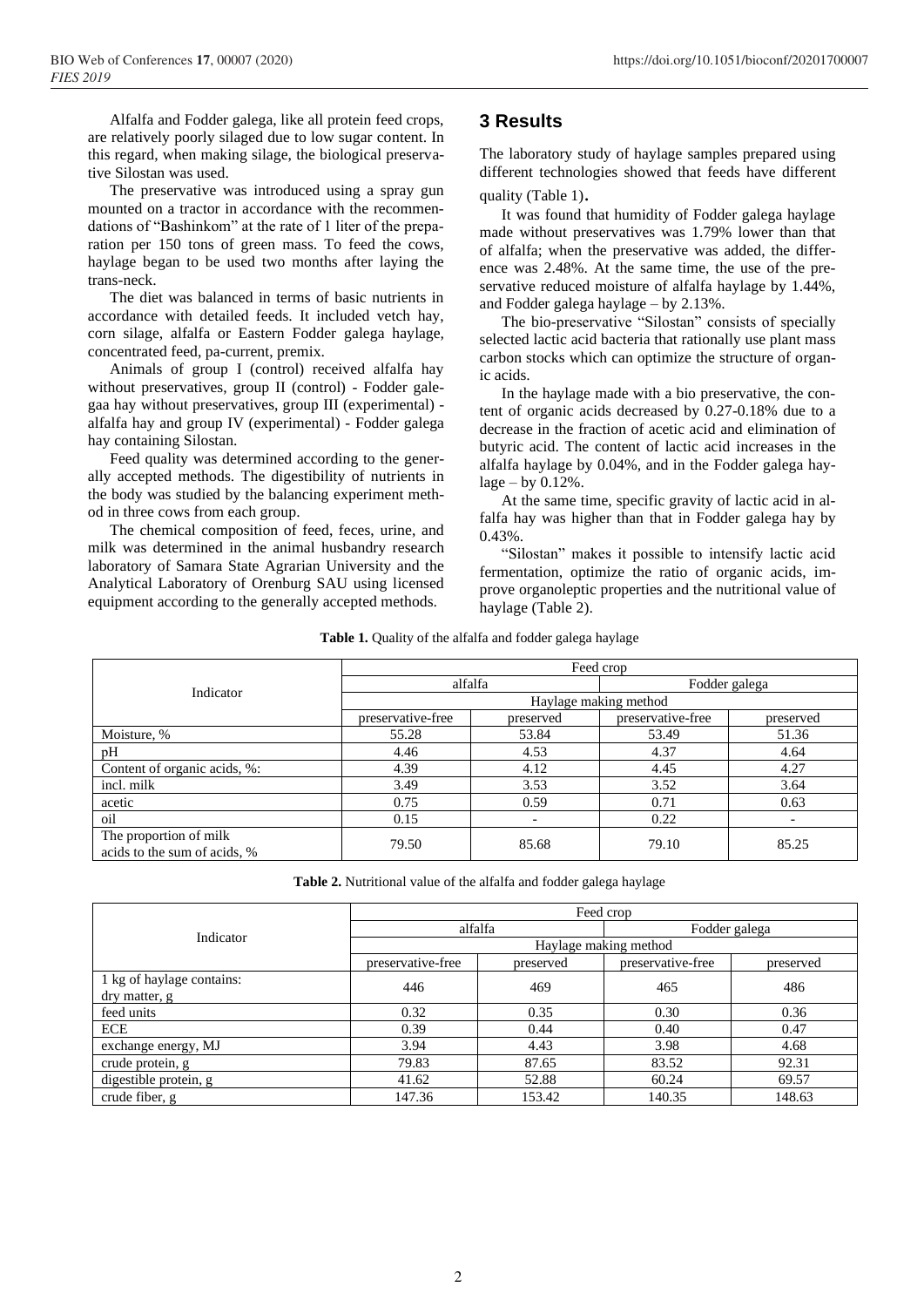Alfalfa and Fodder galega, like all protein feed crops, are relatively poorly silaged due to low sugar content. In this regard, when making silage, the biological preservative Silostan was used.

The preservative was introduced using a spray gun mounted on a tractor in accordance with the recommendations of "Bashinkom" at the rate of 1 liter of the preparation per 150 tons of green mass. To feed the cows, haylage began to be used two months after laying the trans-neck.

The diet was balanced in terms of basic nutrients in accordance with detailed feeds. It included vetch hay, corn silage, alfalfa or Eastern Fodder galega haylage, concentrated feed, pa-current, premix.

Animals of group I (control) received alfalfa hay without preservatives, group II (control) - Fodder galegaa hay without preservatives, group III (experimental) - alfalfa hay and group IV (experimental) - Fodder galega hay containing Silostan.

Feed quality was determined according to the generally accepted methods. The digestibility of nutrients in the body was studied by the balancing experiment method in three cows from each group.

The chemical composition of feed, feces, urine, and milk was determined in the animal husbandry research laboratory of Samara State Agrarian University and the Analytical Laboratory of Orenburg SAU using licensed equipment according to the generally accepted methods.

## 3 Results

The laboratory study of haylage samples prepared using different technologies showed that feeds have different quality (Table 1).

It was found that humidity of Fodder galega haylage made without preservatives was 1.79% lower than that of alfalfa; when the preservative was added, the difference was 2.48%. At the same time, the use of the preservative reduced moisture of alfalfa haylage by 1.44%, and Fodder galega haylage – by 2.13%.

The bio-preservative "Silostan" consists of specially selected lactic acid bacteria that rationally use plant mass carbon stocks which can optimize the structure of organic acids.

In the haylage made with a bio preservative, the content of organic acids decreased by 0.27-0.18% due to a decrease in the fraction of acetic acid and elimination of butyric acid. The content of lactic acid increases in the alfalfa haylage by 0.04%, and in the Fodder galega haylage – by 0.12%.

At the same time, specific gravity of lactic acid in alfalfa hay was higher than that in Fodder galega hay by 0.43%.

"Silostan" makes it possible to intensify lactic acid fermentation, optimize the ratio of organic acids, improve organoleptic properties and the nutritional value of haylage (Table 2).

**Table 1.** Quality of the alfalfa and fodder galega haylage

| Indicator | Feed crop | | | |
|---|---|---|---|---|
| | alfalfa | | Fodder galega | |
| | Haylage making method | | | |
| | preservative-free | preserved | preservative-free | preserved |
| Moisture, % | 55.28 | 53.84 | 53.49 | 51.36 |
| pH | 4.46 | 4.53 | 4.37 | 4.64 |
| Content of organic acids, %: | 4.39 | 4.12 | 4.45 | 4.27 |
| incl. milk | 3.49 | 3.53 | 3.52 | 3.64 |
| acetic | 0.75 | 0.59 | 0.71 | 0.63 |
| oil | 0.15 | - | 0.22 | - |
| The proportion of milk acids to the sum of acids, % | 79.50 | 85.68 | 79.10 | 85.25 |

**Table 2.** Nutritional value of the alfalfa and fodder galega haylage

| Indicator | Feed crop | | | |
|---|---|---|---|---|
| | alfalfa | | Fodder galega | |
| | Haylage making method | | | |
| | preservative-free | preserved | preservative-free | preserved |
| 1 kg of haylage contains: dry matter, g | 446 | 469 | 465 | 486 |
| feed units | 0.32 | 0.35 | 0.30 | 0.36 |
| ECE | 0.39 | 0.44 | 0.40 | 0.47 |
| exchange energy, MJ | 3.94 | 4.43 | 3.98 | 4.68 |
| crude protein, g | 79.83 | 87.65 | 83.52 | 92.31 |
| digestible protein, g | 41.62 | 52.88 | 60.24 | 69.57 |
| crude fiber, g | 147.36 | 153.42 | 140.35 | 148.63 |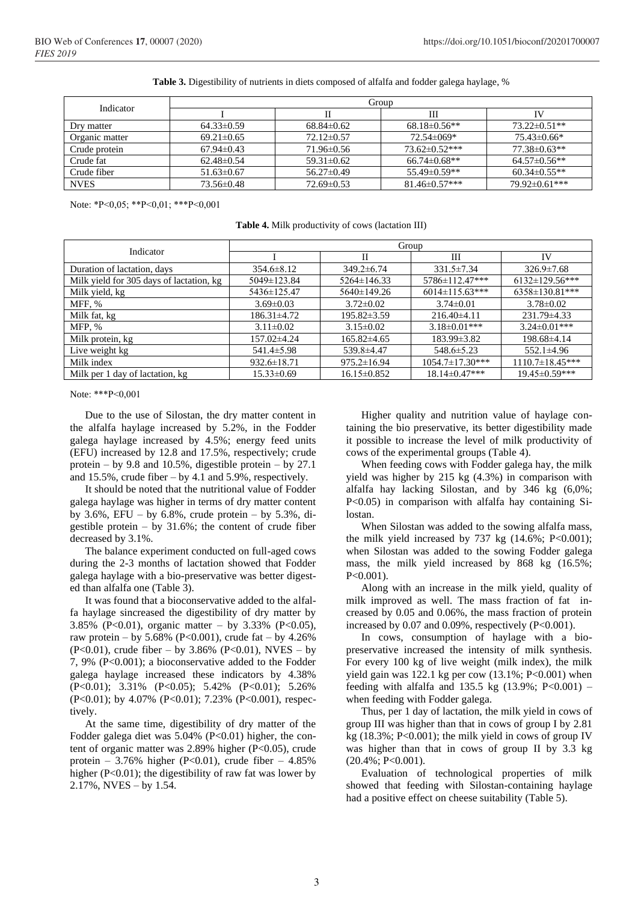**Table 3.** Digestibility of nutrients in diets composed of alfalfa and fodder galega haylage, %

| Indicator | Group | | | |
|---|---|---|---|---|
| | I | II | III | IV |
| Dry matter | 64.33±0.59 | 68.84±0.62 | 68.18±0.56** | 73.22±0.51** |
| Organic matter | 69.21±0.65 | 72.12±0.57 | 72.54±069* | 75.43±0.66* |
| Crude protein | 67.94±0.43 | 71.96±0.56 | 73.62±0.52*** | 77.38±0.63** |
| Crude fat | 62.48±0.54 | 59.31±0.62 | 66.74±0.68** | 64.57±0.56** |
| Crude fiber | 51.63±0.67 | 56.27±0.49 | 55.49±0.59** | 60.34±0.55** |
| NVES | 73.56±0.48 | 72.69±0.53 | 81.46±0.57*** | 79.92±0.61*** |

Note: *P<0,05; **P<0,01; ***P<0,001

**Table 4.** Milk productivity of cows (lactation III)

| Indicator | Group | | | |
|---|---|---|---|---|
| | I | II | III | IV |
| Duration of lactation, days | 354.6±8.12 | 349.2±6.74 | 331.5±7.34 | 326.9±7.68 |
| Milk yield for 305 days of lactation, kg | 5049±123.84 | 5264±146.33 | 5786±112.47*** | 6132±129.56*** |
| Milk yield, kg | 5436±125.47 | 5640±149.26 | 6014±115.63*** | 6358±130.81*** |
| MFF, % | 3.69±0.03 | 3.72±0.02 | 3.74±0.01 | 3.78±0.02 |
| Milk fat, kg | 186.31±4.72 | 195.82±3.59 | 216.40±4.11 | 231.79±4.33 |
| MFP, % | 3.11±0.02 | 3.15±0.02 | 3.18±0.01*** | 3.24±0.01*** |
| Milk protein, kg | 157.02±4.24 | 165.82±4.65 | 183.99±3.82 | 198.68±4.14 |
| Live weight kg | 541.4±5.98 | 539.8±4.47 | 548.6±5.23 | 552.1±4.96 |
| Milk index | 932.6±18.71 | 975.2±16.94 | 1054.7±17.30*** | 1110.7±18.45*** |
| Milk per 1 day of lactation, kg | 15.33±0.69 | 16.15±0.852 | 18.14±0.47*** | 19.45±0.59*** |

Note: ***P<0,001

Due to the use of Silostan, the dry matter content in the alfalfa haylage increased by 5.2%, in the Fodder galega haylage increased by 4.5%; energy feed units (EFU) increased by 12.8 and 17.5%, respectively; crude protein – by 9.8 and 10.5%, digestible protein – by 27.1 and 15.5%, crude fiber – by 4.1 and 5.9%, respectively.

It should be noted that the nutritional value of Fodder galega haylage was higher in terms of dry matter content by 3.6%, EFU – by 6.8%, crude protein – by 5.3%, digestible protein – by 31.6%; the content of crude fiber decreased by 3.1%.

The balance experiment conducted on full-aged cows during the 2-3 months of lactation showed that Fodder galega haylage with a bio-preservative was better digested than alfalfa one (Table 3).

It was found that a bioconservative added to the alfalfa haylage sincreased the digestibility of dry matter by 3.85% (P<0.01), organic matter – by 3.33% (P<0.05), raw protein – by 5.68% (P<0.001), crude fat – by 4.26% (P<0.01), crude fiber – by 3.86% (P<0.01), NVES – by 7, 9% (P<0.001); a bioconservative added to the Fodder galega haylage increased these indicators by 4.38% (P<0.01); 3.31% (P<0.05); 5.42% (P<0.01); 5.26% (P<0.01); by 4.07% (P<0.01); 7.23% (P<0.001), respectively.

At the same time, digestibility of dry matter of the Fodder galega diet was 5.04% (P<0.01) higher, the content of organic matter was 2.89% higher (P<0.05), crude protein – 3.76% higher (P<0.01), crude fiber – 4.85% higher (P<0.01); the digestibility of raw fat was lower by 2.17%, NVES – by 1.54.

Higher quality and nutrition value of haylage containing the bio preservative, its better digestibility made it possible to increase the level of milk productivity of cows of the experimental groups (Table 4).

When feeding cows with Fodder galega hay, the milk yield was higher by 215 kg (4.3%) in comparison with alfalfa hay lacking Silostan, and by 346 kg (6,0%; P<0.05) in comparison with alfalfa hay containing Silostan.

When Silostan was added to the sowing alfalfa mass, the milk yield increased by 737 kg (14.6%; P<0.001); when Silostan was added to the sowing Fodder galega mass, the milk yield increased by 868 kg (16.5%; P<0.001).

Along with an increase in the milk yield, quality of milk improved as well. The mass fraction of fat increased by 0.05 and 0.06%, the mass fraction of protein increased by 0.07 and 0.09%, respectively (P<0.001).

In cows, consumption of haylage with a bio-preservative increased the intensity of milk synthesis. For every 100 kg of live weight (milk index), the milk yield gain was 122.1 kg per cow (13.1%; P<0.001) when feeding with alfalfa and 135.5 kg (13.9%; P<0.001) – when feeding with Fodder galega.

Thus, per 1 day of lactation, the milk yield in cows of group III was higher than that in cows of group I by 2.81 kg (18.3%; P<0.001); the milk yield in cows of group IV was higher than that in cows of group II by 3.3 kg (20.4%; P<0.001).

Evaluation of technological properties of milk showed that feeding with Silostan-containing haylage had a positive effect on cheese suitability (Table 5).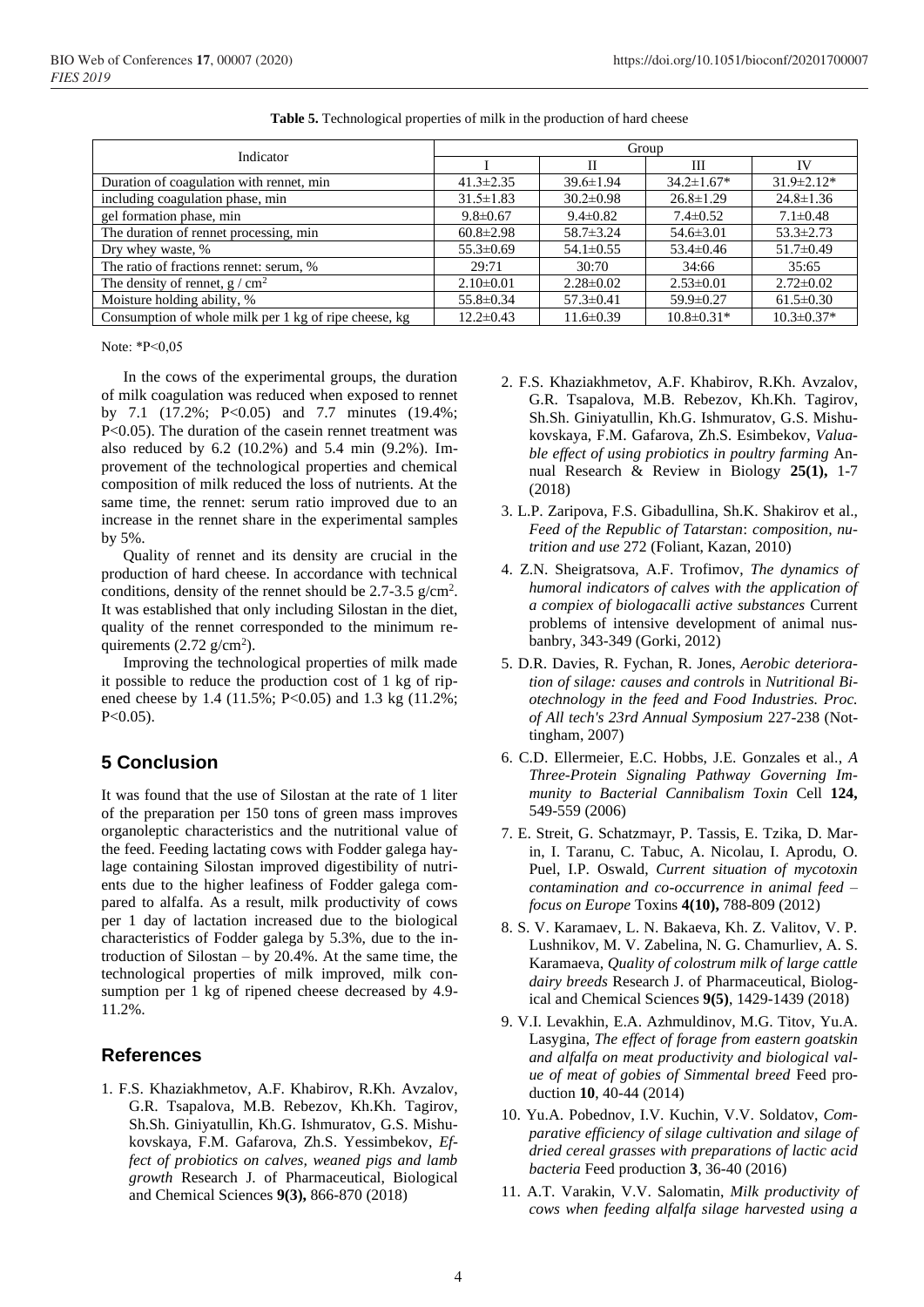**Table 5.** Technological properties of milk in the production of hard cheese

| Indicator | Group | | | |
|---|---|---|---|---|
| | I | II | III | IV |
| Duration of coagulation with rennet, min | 41.3±2.35 | 39.6±1.94 | 34.2±1.67* | 31.9±2.12* |
| including coagulation phase, min | 31.5±1.83 | 30.2±0.98 | 26.8±1.29 | 24.8±1.36 |
| gel formation phase, min | 9.8±0.67 | 9.4±0.82 | 7.4±0.52 | 7.1±0.48 |
| The duration of rennet processing, min | 60.8±2.98 | 58.7±3.24 | 54.6±3.01 | 53.3±2.73 |
| Dry whey waste, % | 55.3±0.69 | 54.1±0.55 | 53.4±0.46 | 51.7±0.49 |
| The ratio of fractions rennet: serum, % | 29:71 | 30:70 | 34:66 | 35:65 |
| The density of rennet, g / cm$^2$ | 2.10±0.01 | 2.28±0.02 | 2.53±0.01 | 2.72±0.02 |
| Moisture holding ability, % | 55.8±0.34 | 57.3±0.41 | 59.9±0.27 | 61.5±0.30 |
| Consumption of whole milk per 1 kg of ripe cheese, kg | 12.2±0.43 | 11.6±0.39 | 10.8±0.31* | 10.3±0.37* |

Note: *P<0,05

In the cows of the experimental groups, the duration of milk coagulation was reduced when exposed to rennet by 7.1 (17.2%; P<0.05) and 7.7 minutes (19.4%; P<0.05). The duration of the casein rennet treatment was also reduced by 6.2 (10.2%) and 5.4 min (9.2%). Improvement of the technological properties and chemical composition of milk reduced the loss of nutrients. At the same time, the rennet: serum ratio improved due to an increase in the rennet share in the experimental samples by 5%.

Quality of rennet and its density are crucial in the production of hard cheese. In accordance with technical conditions, density of the rennet should be 2.7-3.5 g/cm$^2$. It was established that only including Silostan in the diet, quality of the rennet corresponded to the minimum requirements (2.72 g/cm$^2$).

Improving the technological properties of milk made it possible to reduce the production cost of 1 kg of ripened cheese by 1.4 (11.5%; P<0.05) and 1.3 kg (11.2%; P<0.05).

## 5 Conclusion

It was found that the use of Silostan at the rate of 1 liter of the preparation per 150 tons of green mass improves organoleptic characteristics and the nutritional value of the feed. Feeding lactating cows with Fodder galega haylage containing Silostan improved digestibility of nutrients due to the higher leafiness of Fodder galega compared to alfalfa. As a result, milk productivity of cows per 1 day of lactation increased due to the biological characteristics of Fodder galega by 5.3%, due to the introduction of Silostan – by 20.4%. At the same time, the technological properties of milk improved, milk consumption per 1 kg of ripened cheese decreased by 4.9-11.2%.

## References

1. F.S. Khaziakhmetov, A.F. Khabirov, R.Kh. Avzalov, G.R. Tsapalova, M.B. Rebezov, Kh.Kh. Tagirov, Sh.Sh. Giniyatullin, Kh.G. Ishmuratov, G.S. Mishukovskaya, F.M. Gafarova, Zh.S. Yessimbekov, *Effect of probiotics on calves, weaned pigs and lamb growth* Research J. of Pharmaceutical, Biological and Chemical Sciences **9(3),** 866-870 (2018)
2. F.S. Khaziakhmetov, A.F. Khabirov, R.Kh. Avzalov, G.R. Tsapalova, M.B. Rebezov, Kh.Kh. Tagirov, Sh.Sh. Giniyatullin, Kh.G. Ishmuratov, G.S. Mishukovskaya, F.M. Gafarova, Zh.S. Esimbekov, *Valuable effect of using probiotics in poultry farming* Annual Research & Review in Biology **25(1),** 1-7 (2018)
3. L.P. Zaripova, F.S. Gibadullina, Sh.K. Shakirov et al., *Feed of the Republic of Tatarstan*: *composition, nutrition and use* 272 (Foliant, Kazan, 2010)
4. Z.N. Sheigratsova, A.F. Trofimov, *The dynamics of humoral indicators of calves with the application of a compiex of biologacalli active substances* Current problems of intensive development of animal nusbanbry, 343-349 (Gorki, 2012)
5. D.R. Davies, R. Fychan, R. Jones, *Aerobic deterioration of silage: causes and controls* in *Nutritional Biotechnology in the feed and Food Industries. Proc. of All tech's 23rd Annual Symposium* 227-238 (Nottingham, 2007)
6. C.D. Ellermeier, E.C. Hobbs, J.E. Gonzales et al., *A Three-Protein Signaling Pathway Governing Immunity to Bacterial Cannibalism Toxin* Cell **124,** 549-559 (2006)
7. E. Streit, G. Schatzmayr, P. Tassis, E. Tzika, D. Marin, I. Taranu, C. Tabuc, A. Nicolau, I. Aprodu, O. Puel, I.P. Oswald, *Current situation of mycotoxin contamination and co-occurrence in animal feed – focus on Europe* Toxins **4(10),** 788-809 (2012)
8. S. V. Karamaev, L. N. Bakaeva, Kh. Z. Valitov, V. P. Lushnikov, M. V. Zabelina, N. G. Chamurliev, A. S. Karamaeva, *Quality of colostrum milk of large cattle dairy breeds* Research J. of Pharmaceutical, Biological and Chemical Sciences **9(5)**, 1429-1439 (2018)
9. V.I. Levakhin, E.A. Azhmuldinov, M.G. Titov, Yu.A. Lasygina, *The effect of forage from eastern goatskin and alfalfa on meat productivity and biological value of meat of gobies of Simmental breed* Feed production **10**, 40-44 (2014)
10. Yu.A. Pobednov, I.V. Kuchin, V.V. Soldatov, *Comparative efficiency of silage cultivation and silage of dried cereal grasses with preparations of lactic acid bacteria* Feed production **3**, 36-40 (2016)
11. A.T. Varakin, V.V. Salomatin, *Milk productivity of cows when feeding alfalfa silage harvested using a*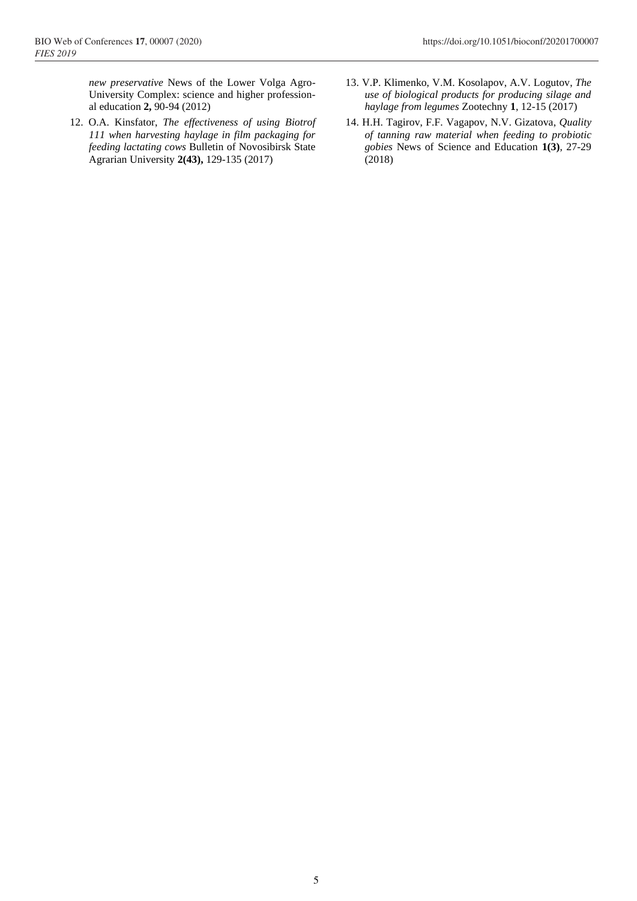*new preservative* News of the Lower Volga Agro-University Complex: science and higher professional education **2,** 90-94 (2012)

12. O.A. Kinsfator, *The effectiveness of using Biotrof 111 when harvesting haylage in film packaging for feeding lactating cows* Bulletin of Novosibirsk State Agrarian University **2(43),** 129-135 (2017)
13. V.P. Klimenko, V.M. Kosolapov, A.V. Logutov, *The use of biological products for producing silage and haylage from legumes* Zootechny **1**, 12-15 (2017)
14. H.H. Tagirov, F.F. Vagapov, N.V. Gizatova, *Quality of tanning raw material when feeding to probiotic gobies* News of Science and Education **1(3)**, 27-29 (2018)